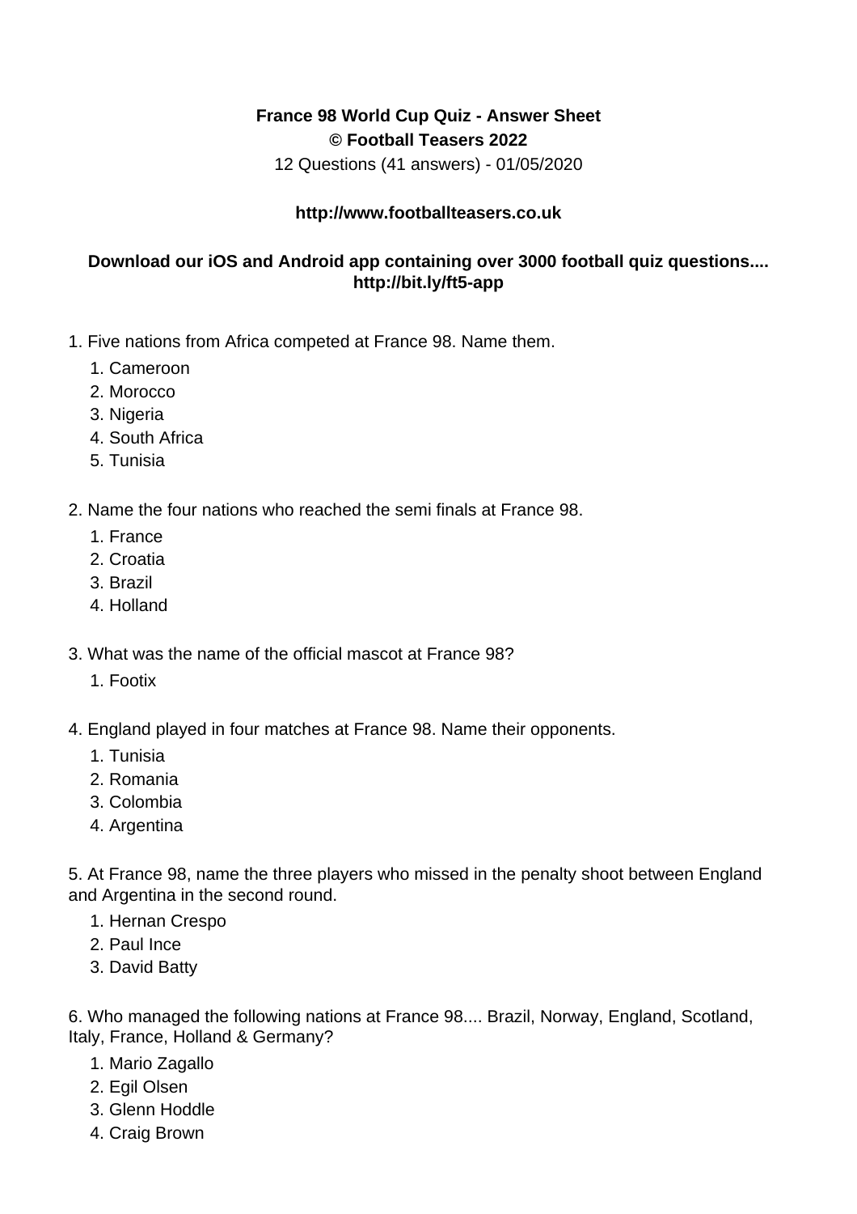**France 98 World Cup Quiz - Answer Sheet**
**© Football Teasers 2022**
12 Questions (41 answers) - 01/05/2020

**http://www.footballteasers.co.uk**

**Download our iOS and Android app containing over 3000 football quiz questions....**
**http://bit.ly/ft5-app**

1. Five nations from Africa competed at France 98. Name them.
    1. Cameroon
    2. Morocco
    3. Nigeria
    4. South Africa
    5. Tunisia

2. Name the four nations who reached the semi finals at France 98.
    1. France
    2. Croatia
    3. Brazil
    4. Holland

3. What was the name of the official mascot at France 98?
    1. Footix

4. England played in four matches at France 98. Name their opponents.
    1. Tunisia
    2. Romania
    3. Colombia
    4. Argentina

5. At France 98, name the three players who missed in the penalty shoot between England and Argentina in the second round.
    1. Hernan Crespo
    2. Paul Ince
    3. David Batty

6. Who managed the following nations at France 98.... Brazil, Norway, England, Scotland, Italy, France, Holland & Germany?
    1. Mario Zagallo
    2. Egil Olsen
    3. Glenn Hoddle
    4. Craig Brown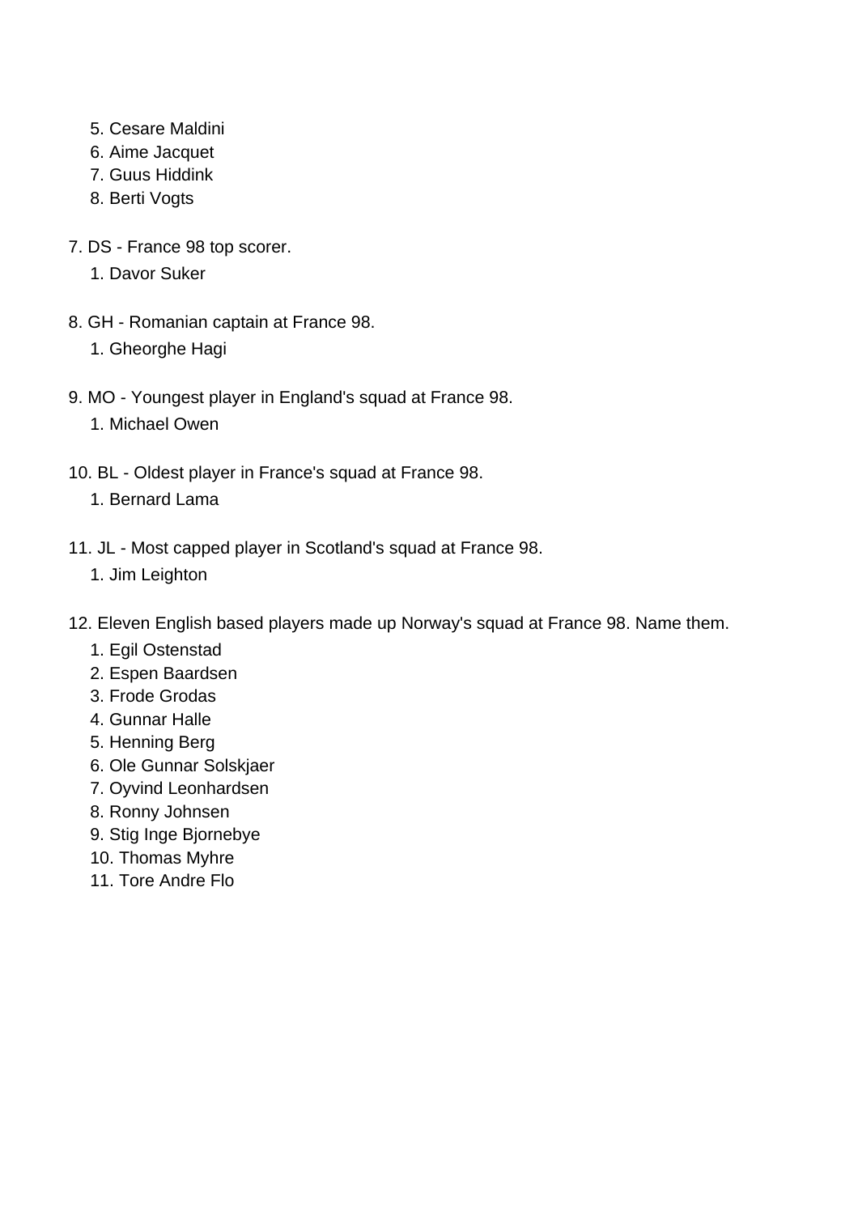5. Cesare Maldini
   6. Aime Jacquet
   7. Guus Hiddink
   8. Berti Vogts

7. DS - France 98 top scorer.
   1. Davor Suker

8. GH - Romanian captain at France 98.
   1. Gheorghe Hagi

9. MO - Youngest player in England's squad at France 98.
   1. Michael Owen

10. BL - Oldest player in France's squad at France 98.
    1. Bernard Lama

11. JL - Most capped player in Scotland's squad at France 98.
    1. Jim Leighton

12. Eleven English based players made up Norway's squad at France 98. Name them.
    1. Egil Ostenstad
    2. Espen Baardsen
    3. Frode Grodas
    4. Gunnar Halle
    5. Henning Berg
    6. Ole Gunnar Solskjaer
    7. Oyvind Leonhardsen
    8. Ronny Johnsen
    9. Stig Inge Bjornebye
    10. Thomas Myhre
    11. Tore Andre Flo